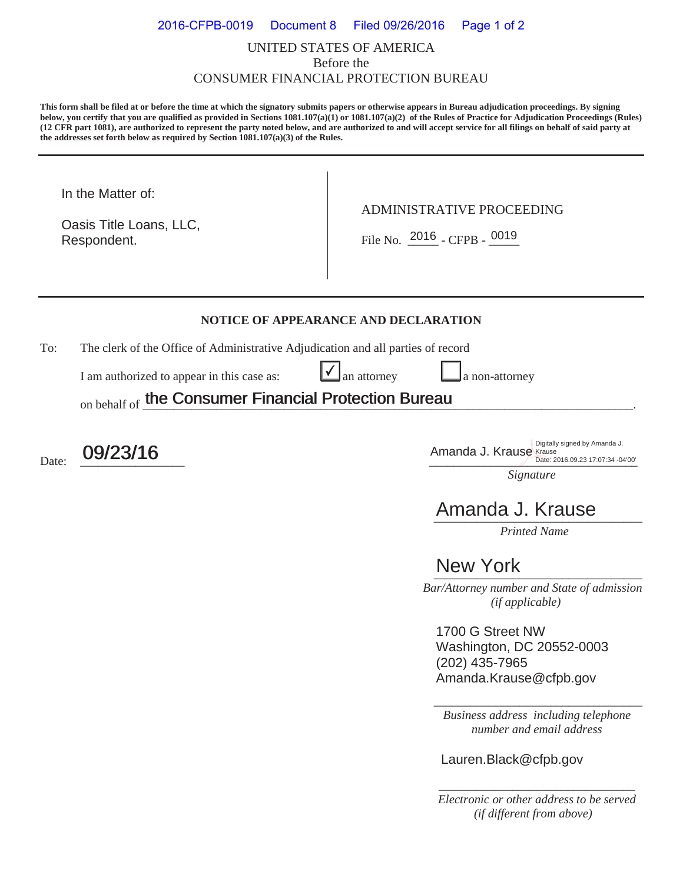UNITED STATES OF AMERICA
Before the
CONSUMER FINANCIAL PROTECTION BUREAU

**This form shall be filed at or before the time at which the signatory submits papers or otherwise appears in Bureau adjudication proceedings. By signing below, you certify that you are qualified as provided in Sections 1081.107(a)(1) or 1081.107(a)(2) of the Rules of Practice for Adjudication Proceedings (Rules) (12 CFR part 1081), are authorized to represent the party noted below, and are authorized to and will accept service for all filings on behalf of said party at the addresses set forth below as required by Section 1081.107(a)(3) of the Rules.**

---

| In the Matter of: | ADMINISTRATIVE PROCEEDING |
|---|---|
| Oasis Title Loans, LLC, Respondent. | File No. 2016 - CFPB - 0019 |

---

## NOTICE OF APPEARANCE AND DECLARATION

To: The clerk of the Office of Administrative Adjudication and all parties of record

I am authorized to appear in this case as: ☑ an attorney ☐ a non-attorney

on behalf of **the Consumer Financial Protection Bureau**.

Date: **09/23/16**

Amanda J. Krause (Digitally signed by Amanda J. Krause Date: 2016.09.23 17:07:34 -04'00')
*Signature*

Amanda J. Krause
*Printed Name*

New York
*Bar/Attorney number and State of admission (if applicable)*

1700 G Street NW
Washington, DC 20552-0003
(202) 435-7965
Amanda.Krause@cfpb.gov

*Business address including telephone number and email address*

Lauren.Black@cfpb.gov

*Electronic or other address to be served (if different from above)*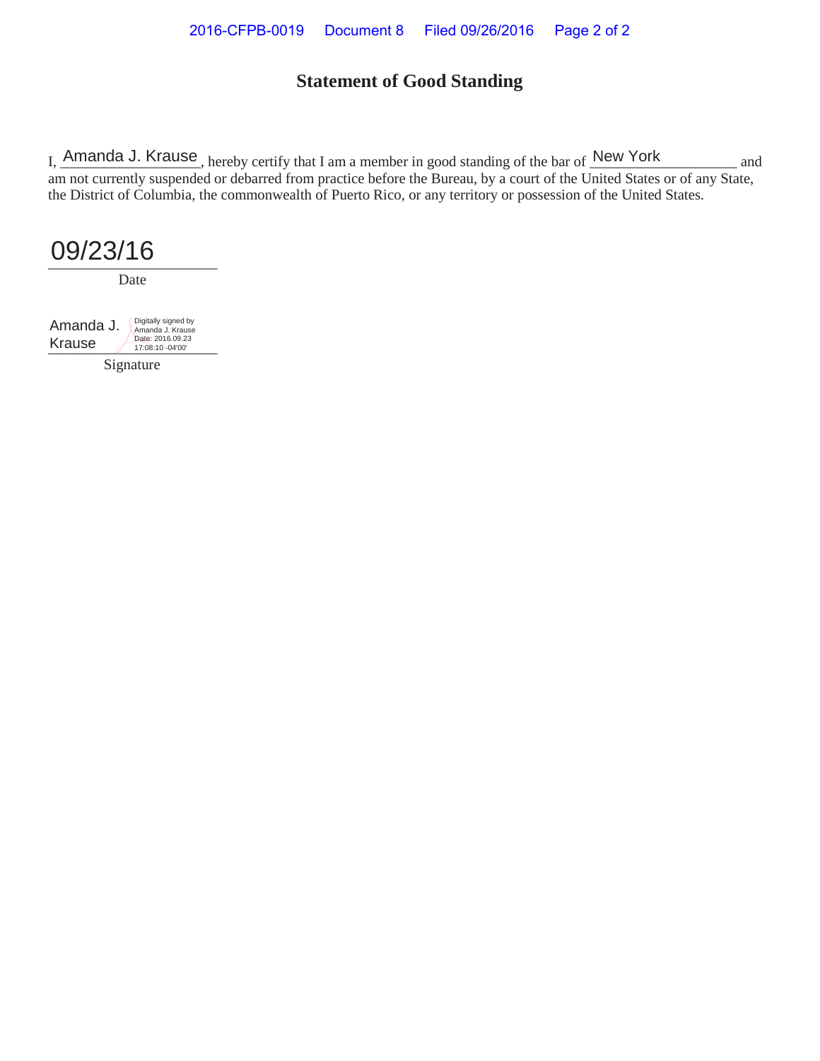# Statement of Good Standing

I, Amanda J. Krause, hereby certify that I am a member in good standing of the bar of New York and am not currently suspended or debarred from practice before the Bureau, by a court of the United States or of any State, the District of Columbia, the commonwealth of Puerto Rico, or any territory or possession of the United States.

09/23/16

Date

Amanda J. Krause Digitally signed by Amanda J. Krause Date: 2016.09.23 17:08:10 -04'00'

Signature